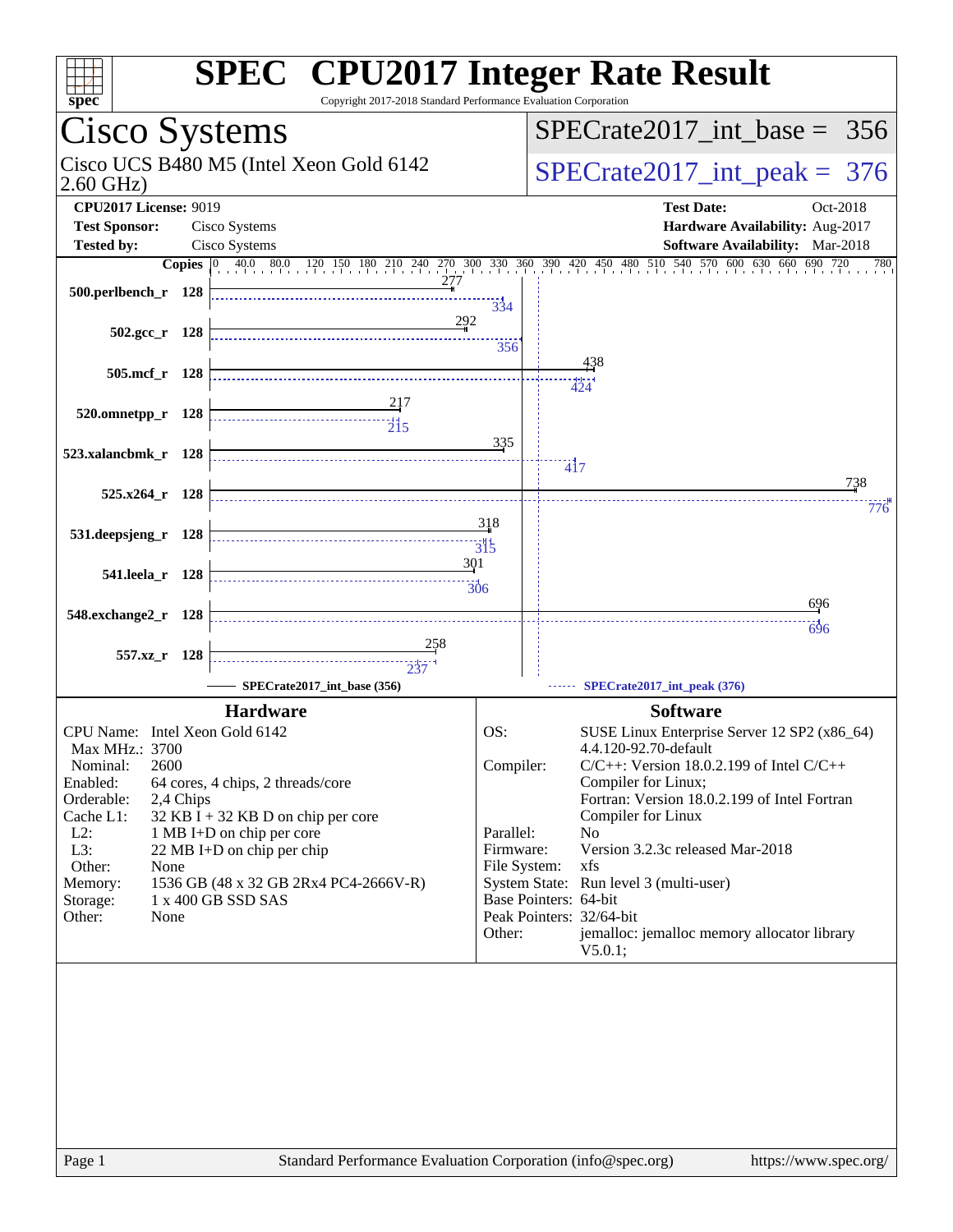# SPEC CPU2017 Integer Rate Result

Copyright 2017-2018 Standard Performance Evaluation Corporation

## Cisco Systems

Cisco UCS B480 M5 (Intel Xeon Gold 6142 2.60 GHz)

SPECrate2017_int_base = 356

SPECrate2017_int_peak = 376

**CPU2017 License:** 9019
**Test Sponsor:** Cisco Systems
**Tested by:** Cisco Systems

**Test Date:** Oct-2018
**Hardware Availability:** Aug-2017
**Software Availability:** Mar-2018

| Benchmark | Copies | Base | Peak |
|---|---|---|---|
| 500.perlbench_r | 128 | 277 | 334 |
| 502.gcc_r | 128 | 292 | 356 |
| 505.mcf_r | 128 | 438 | 424 |
| 520.omnetpp_r | 128 | 217 | 215 |
| 523.xalancbmk_r | 128 | 335 | 417 |
| 525.x264_r | 128 | 738 | 776 |
| 531.deepsjeng_r | 128 | 318 | 315 |
| 541.leela_r | 128 | 301 | 306 |
| 548.exchange2_r | 128 | 696 | 696 |
| 557.xz_r | 128 | 258 | 237 |

SPECrate2017_int_base (356) — SPECrate2017_int_peak (376)

### Hardware

| | |
|---|---|
| CPU Name: | Intel Xeon Gold 6142 |
| Max MHz.: | 3700 |
| Nominal: | 2600 |
| Enabled: | 64 cores, 4 chips, 2 threads/core |
| Orderable: | 2,4 Chips |
| Cache L1: | 32 KB I + 32 KB D on chip per core |
| L2: | 1 MB I+D on chip per core |
| L3: | 22 MB I+D on chip per chip |
| Other: | None |
| Memory: | 1536 GB (48 x 32 GB 2Rx4 PC4-2666V-R) |
| Storage: | 1 x 400 GB SSD SAS |
| Other: | None |

### Software

| | |
|---|---|
| OS: | SUSE Linux Enterprise Server 12 SP2 (x86_64) 4.4.120-92.70-default |
| Compiler: | C/C++: Version 18.0.2.199 of Intel C/C++ Compiler for Linux; Fortran: Version 18.0.2.199 of Intel Fortran Compiler for Linux |
| Parallel: | No |
| Firmware: | Version 3.2.3c released Mar-2018 |
| File System: | xfs |
| System State: | Run level 3 (multi-user) |
| Base Pointers: | 64-bit |
| Peak Pointers: | 32/64-bit |
| Other: | jemalloc: jemalloc memory allocator library V5.0.1; |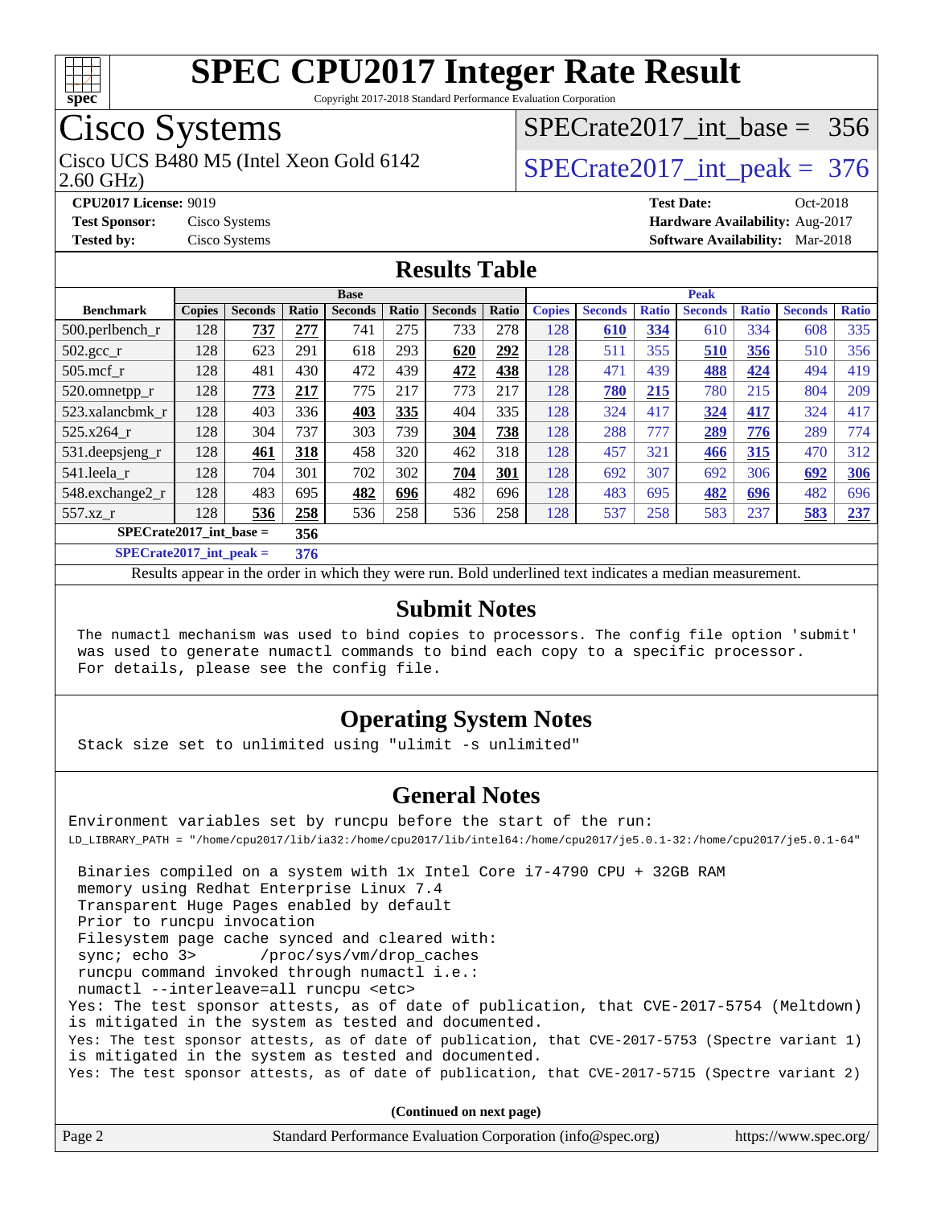# SPEC CPU2017 Integer Rate Result

Copyright 2017-2018 Standard Performance Evaluation Corporation

## Cisco Systems

Cisco UCS B480 M5 (Intel Xeon Gold 6142 2.60 GHz)

SPECrate2017_int_base = 356

SPECrate2017_int_peak = 376

**CPU2017 License:** 9019
**Test Sponsor:** Cisco Systems
**Tested by:** Cisco Systems

**Test Date:** Oct-2018
**Hardware Availability:** Aug-2017
**Software Availability:** Mar-2018

## Results Table

| | Base | | | | | | | Peak | | | | | | |
|---|---|---|---|---|---|---|---|---|---|---|---|---|---|---|
| **Benchmark** | **Copies** | **Seconds** | **Ratio** | **Seconds** | **Ratio** | **Seconds** | **Ratio** | **Copies** | **Seconds** | **Ratio** | **Seconds** | **Ratio** | **Seconds** | **Ratio** |
| 500.perlbench_r | 128 | **737** | **277** | 741 | 275 | 733 | 278 | 128 | **610** | **334** | 610 | 334 | 608 | 335 |
| 502.gcc_r | 128 | 623 | 291 | 618 | 293 | **620** | **292** | 128 | 511 | 355 | **510** | **356** | 510 | 356 |
| 505.mcf_r | 128 | 481 | 430 | 472 | 439 | **472** | **438** | 128 | 471 | 439 | **488** | **424** | 494 | 419 |
| 520.omnetpp_r | 128 | **773** | **217** | 775 | 217 | 773 | 217 | 128 | **780** | **215** | 780 | 215 | 804 | 209 |
| 523.xalancbmk_r | 128 | 403 | 336 | **403** | **335** | 404 | 335 | 128 | 324 | 417 | **324** | **417** | 324 | 417 |
| 525.x264_r | 128 | 304 | 737 | 303 | 739 | **304** | **738** | 128 | 288 | 777 | **289** | **776** | 289 | 774 |
| 531.deepsjeng_r | 128 | **461** | **318** | 458 | 320 | 462 | 318 | 128 | 457 | 321 | **466** | **315** | 470 | 312 |
| 541.leela_r | 128 | 704 | 301 | 702 | 302 | **704** | **301** | 128 | 692 | 307 | 692 | 306 | **692** | **306** |
| 548.exchange2_r | 128 | 483 | 695 | **482** | **696** | 482 | 696 | 128 | 483 | 695 | **482** | **696** | 482 | 696 |
| 557.xz_r | 128 | **536** | **258** | 536 | 258 | 536 | 258 | 128 | 537 | 258 | 583 | 237 | **583** | **237** |

**SPECrate2017_int_base = 356**

**SPECrate2017_int_peak = 376**

Results appear in the order in which they were run. Bold underlined text indicates a median measurement.

## Submit Notes

```
The numactl mechanism was used to bind copies to processors. The config file option 'submit'
was used to generate numactl commands to bind each copy to a specific processor.
For details, please see the config file.
```

## Operating System Notes

```
Stack size set to unlimited using "ulimit -s unlimited"
```

## General Notes

```
Environment variables set by runcpu before the start of the run:
LD_LIBRARY_PATH = "/home/cpu2017/lib/ia32:/home/cpu2017/lib/intel64:/home/cpu2017/je5.0.1-32:/home/cpu2017/je5.0.1-64"

 Binaries compiled on a system with 1x Intel Core i7-4790 CPU + 32GB RAM
 memory using Redhat Enterprise Linux 7.4
 Transparent Huge Pages enabled by default
 Prior to runcpu invocation
 Filesystem page cache synced and cleared with:
 sync; echo 3>       /proc/sys/vm/drop_caches
 runcpu command invoked through numactl i.e.:
 numactl --interleave=all runcpu <etc>
Yes: The test sponsor attests, as of date of publication, that CVE-2017-5754 (Meltdown)
is mitigated in the system as tested and documented.
Yes: The test sponsor attests, as of date of publication, that CVE-2017-5753 (Spectre variant 1)
is mitigated in the system as tested and documented.
Yes: The test sponsor attests, as of date of publication, that CVE-2017-5715 (Spectre variant 2)
```

**(Continued on next page)**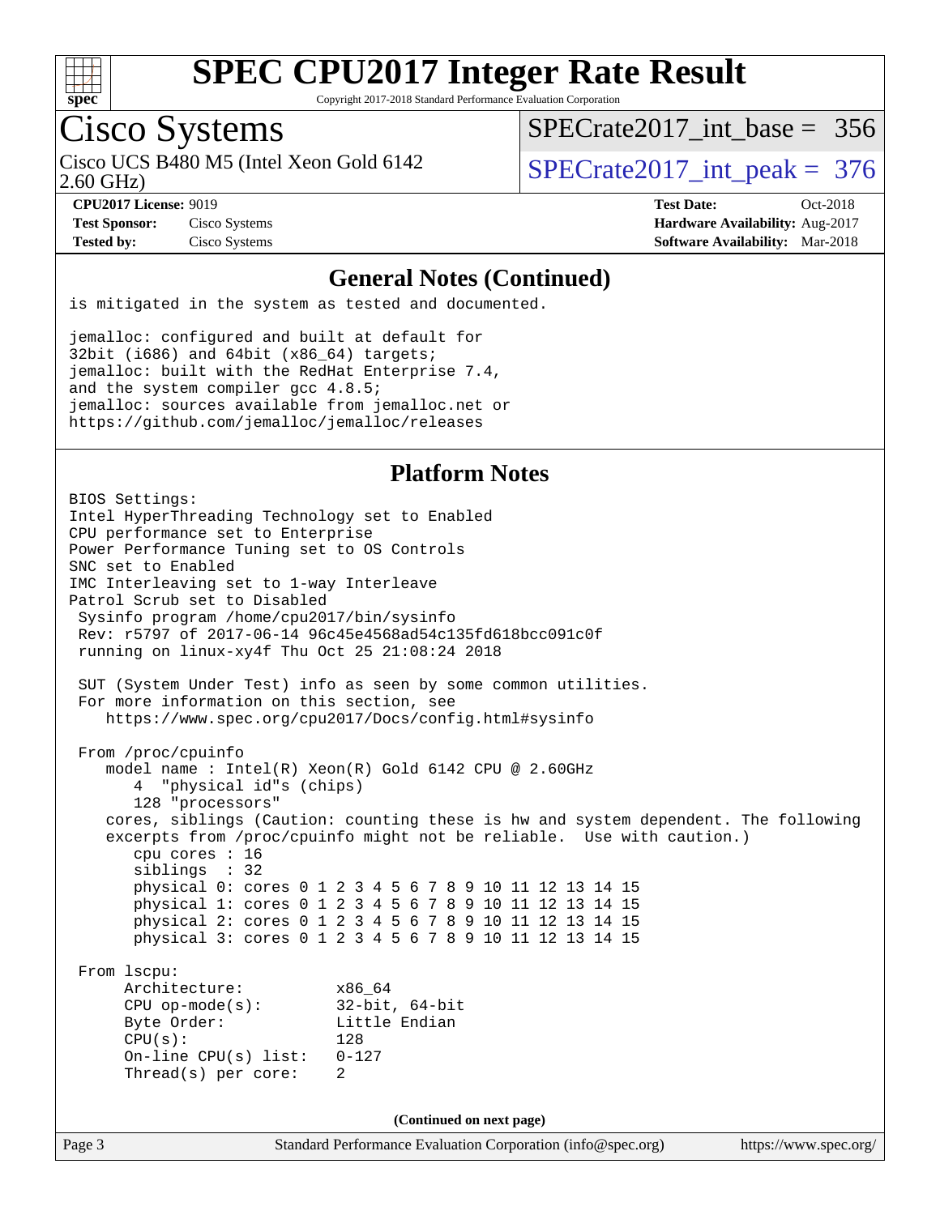## General Notes (Continued)

```
is mitigated in the system as tested and documented.

jemalloc: configured and built at default for
32bit (i686) and 64bit (x86_64) targets;
jemalloc: built with the RedHat Enterprise 7.4,
and the system compiler gcc 4.8.5;
jemalloc: sources available from jemalloc.net or
https://github.com/jemalloc/jemalloc/releases
```

## Platform Notes

```
BIOS Settings:
Intel HyperThreading Technology set to Enabled
CPU performance set to Enterprise
Power Performance Tuning set to OS Controls
SNC set to Enabled
IMC Interleaving set to 1-way Interleave
Patrol Scrub set to Disabled
 Sysinfo program /home/cpu2017/bin/sysinfo
 Rev: r5797 of 2017-06-14 96c45e4568ad54c135fd618bcc091c0f
 running on linux-xy4f Thu Oct 25 21:08:24 2018

 SUT (System Under Test) info as seen by some common utilities.
 For more information on this section, see
    https://www.spec.org/cpu2017/Docs/config.html#sysinfo

 From /proc/cpuinfo
    model name : Intel(R) Xeon(R) Gold 6142 CPU @ 2.60GHz
       4  "physical id"s (chips)
       128 "processors"
    cores, siblings (Caution: counting these is hw and system dependent. The following
    excerpts from /proc/cpuinfo might not be reliable.  Use with caution.)
       cpu cores : 16
       siblings  : 32
       physical 0: cores 0 1 2 3 4 5 6 7 8 9 10 11 12 13 14 15
       physical 1: cores 0 1 2 3 4 5 6 7 8 9 10 11 12 13 14 15
       physical 2: cores 0 1 2 3 4 5 6 7 8 9 10 11 12 13 14 15
       physical 3: cores 0 1 2 3 4 5 6 7 8 9 10 11 12 13 14 15

 From lscpu:
      Architecture:          x86_64
      CPU op-mode(s):        32-bit, 64-bit
      Byte Order:            Little Endian
      CPU(s):                128
      On-line CPU(s) list:   0-127
      Thread(s) per core:    2
```

(Continued on next page)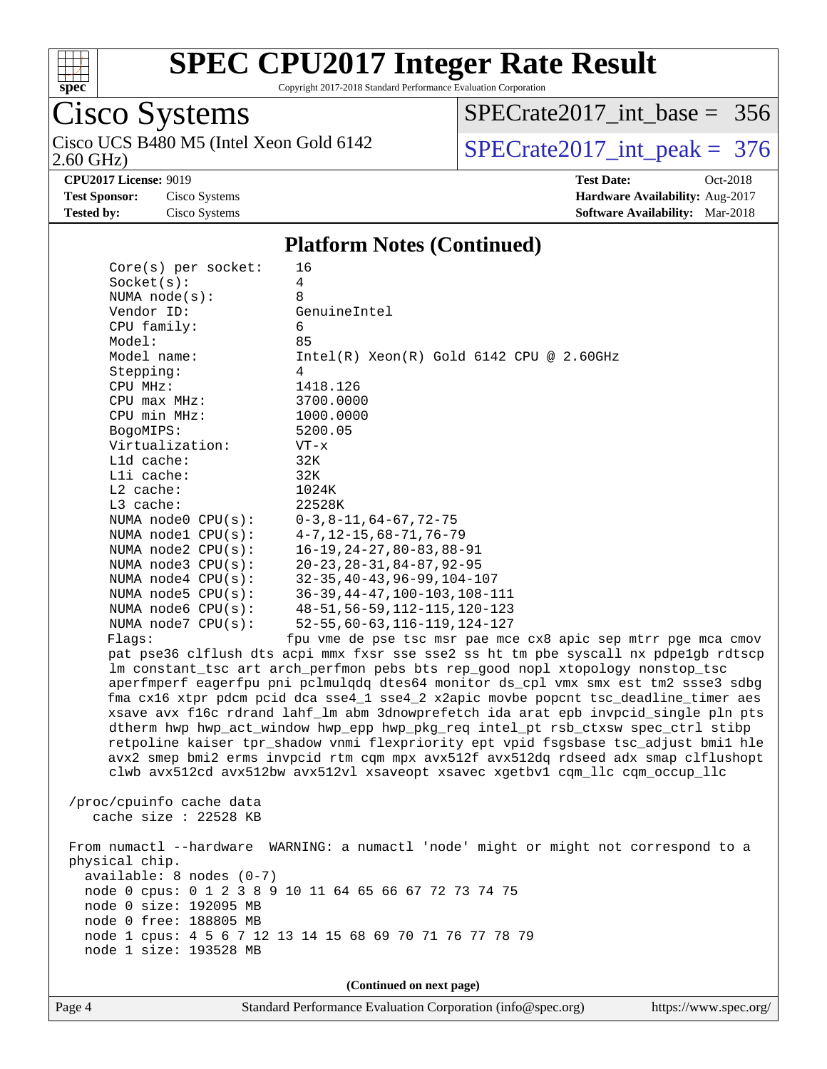# SPEC CPU2017 Integer Rate Result

Copyright 2017-2018 Standard Performance Evaluation Corporation

**Cisco Systems**

Cisco UCS B480 M5 (Intel Xeon Gold 6142 2.60 GHz)

SPECrate2017_int_base = 356

SPECrate2017_int_peak = 376

**CPU2017 License:** 9019
**Test Sponsor:** Cisco Systems
**Tested by:** Cisco Systems

**Test Date:** Oct-2018
**Hardware Availability:** Aug-2017
**Software Availability:** Mar-2018

## Platform Notes (Continued)

```
    Core(s) per socket:    16
    Socket(s):             4
    NUMA node(s):          8
    Vendor ID:             GenuineIntel
    CPU family:            6
    Model:                 85
    Model name:            Intel(R) Xeon(R) Gold 6142 CPU @ 2.60GHz
    Stepping:              4
    CPU MHz:               1418.126
    CPU max MHz:           3700.0000
    CPU min MHz:           1000.0000
    BogoMIPS:              5200.05
    Virtualization:        VT-x
    L1d cache:             32K
    L1i cache:             32K
    L2 cache:              1024K
    L3 cache:              22528K
    NUMA node0 CPU(s):     0-3,8-11,64-67,72-75
    NUMA node1 CPU(s):     4-7,12-15,68-71,76-79
    NUMA node2 CPU(s):     16-19,24-27,80-83,88-91
    NUMA node3 CPU(s):     20-23,28-31,84-87,92-95
    NUMA node4 CPU(s):     32-35,40-43,96-99,104-107
    NUMA node5 CPU(s):     36-39,44-47,100-103,108-111
    NUMA node6 CPU(s):     48-51,56-59,112-115,120-123
    NUMA node7 CPU(s):     52-55,60-63,116-119,124-127
    Flags:                 fpu vme de pse tsc msr pae mce cx8 apic sep mtrr pge mca cmov
    pat pse36 clflush dts acpi mmx fxsr sse sse2 ss ht tm pbe syscall nx pdpe1gb rdtscp
    lm constant_tsc art arch_perfmon pebs bts rep_good nopl xtopology nonstop_tsc
    aperfmperf eagerfpu pni pclmulqdq dtes64 monitor ds_cpl vmx smx est tm2 ssse3 sdbg
    fma cx16 xtpr pdcm pcid dca sse4_1 sse4_2 x2apic movbe popcnt tsc_deadline_timer aes
    xsave avx f16c rdrand lahf_lm abm 3dnowprefetch ida arat epb invpcid_single pln pts
    dtherm hwp hwp_act_window hwp_epp hwp_pkg_req intel_pt rsb_ctxsw spec_ctrl stibp
    retpoline kaiser tpr_shadow vnmi flexpriority ept vpid fsgsbase tsc_adjust bmi1 hle
    avx2 smep bmi2 erms invpcid rtm cqm mpx avx512f avx512dq rdseed adx smap clflushopt
    clwb avx512cd avx512bw avx512vl xsaveopt xsavec xgetbv1 cqm_llc cqm_occup_llc

 /proc/cpuinfo cache data
    cache size : 22528 KB

 From numactl --hardware  WARNING: a numactl 'node' might or might not correspond to a
 physical chip.
   available: 8 nodes (0-7)
   node 0 cpus: 0 1 2 3 8 9 10 11 64 65 66 67 72 73 74 75
   node 0 size: 192095 MB
   node 0 free: 188805 MB
   node 1 cpus: 4 5 6 7 12 13 14 15 68 69 70 71 76 77 78 79
   node 1 size: 193528 MB
```

(Continued on next page)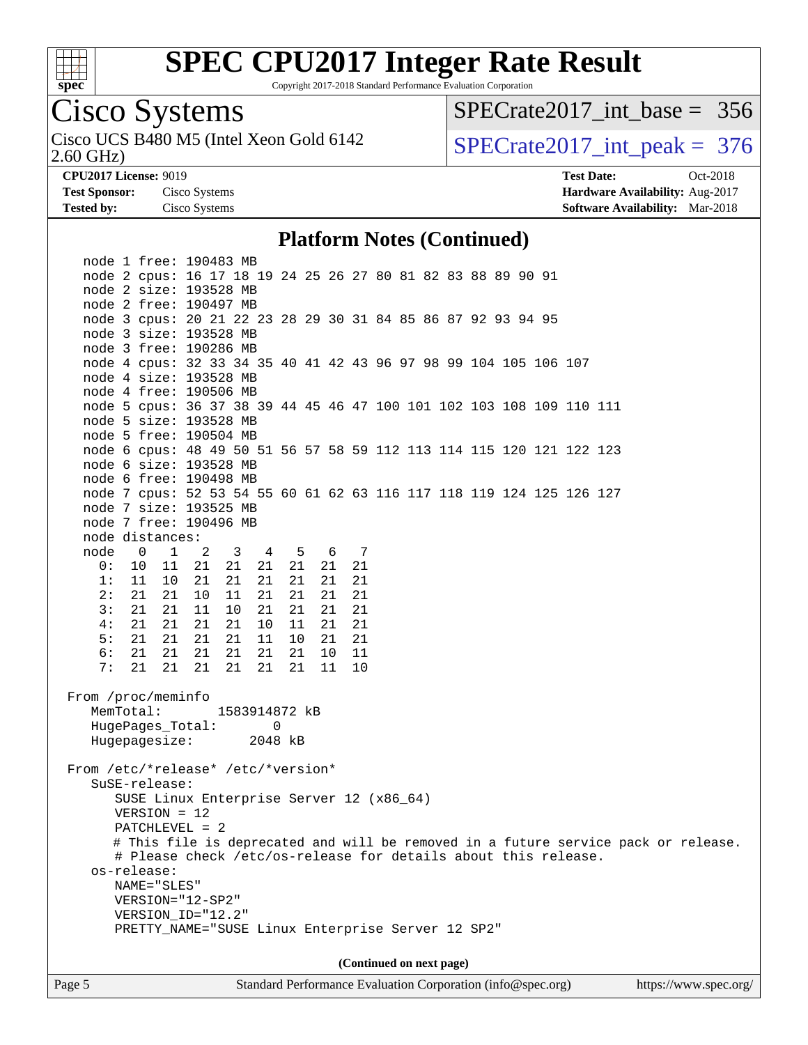# SPEC CPU2017 Integer Rate Result

Copyright 2017-2018 Standard Performance Evaluation Corporation

## Cisco Systems

Cisco UCS B480 M5 (Intel Xeon Gold 6142 2.60 GHz)

SPECrate2017_int_base = 356

SPECrate2017_int_peak = 376

**CPU2017 License:** 9019
**Test Sponsor:** Cisco Systems
**Tested by:** Cisco Systems

**Test Date:** Oct-2018
**Hardware Availability:** Aug-2017
**Software Availability:** Mar-2018

### Platform Notes (Continued)

```
    node 1 free: 190483 MB
    node 2 cpus: 16 17 18 19 24 25 26 27 80 81 82 83 88 89 90 91
    node 2 size: 193528 MB
    node 2 free: 190497 MB
    node 3 cpus: 20 21 22 23 28 29 30 31 84 85 86 87 92 93 94 95
    node 3 size: 193528 MB
    node 3 free: 190286 MB
    node 4 cpus: 32 33 34 35 40 41 42 43 96 97 98 99 104 105 106 107
    node 4 size: 193528 MB
    node 4 free: 190506 MB
    node 5 cpus: 36 37 38 39 44 45 46 47 100 101 102 103 108 109 110 111
    node 5 size: 193528 MB
    node 5 free: 190504 MB
    node 6 cpus: 48 49 50 51 56 57 58 59 112 113 114 115 120 121 122 123
    node 6 size: 193528 MB
    node 6 free: 190498 MB
    node 7 cpus: 52 53 54 55 60 61 62 63 116 117 118 119 124 125 126 127
    node 7 size: 193525 MB
    node 7 free: 190496 MB
    node distances:
    node   0   1   2   3   4   5   6   7
      0:  10  11  21  21  21  21  21  21
      1:  11  10  21  21  21  21  21  21
      2:  21  21  10  11  21  21  21  21
      3:  21  21  11  10  21  21  21  21
      4:  21  21  21  21  10  11  21  21
      5:  21  21  21  21  11  10  21  21
      6:  21  21  21  21  21  21  10  11
      7:  21  21  21  21  21  21  11  10

 From /proc/meminfo
    MemTotal:       1583914872 kB
    HugePages_Total:       0
    Hugepagesize:       2048 kB

 From /etc/*release* /etc/*version*
    SuSE-release:
       SUSE Linux Enterprise Server 12 (x86_64)
       VERSION = 12
       PATCHLEVEL = 2
       # This file is deprecated and will be removed in a future service pack or release.
       # Please check /etc/os-release for details about this release.
    os-release:
       NAME="SLES"
       VERSION="12-SP2"
       VERSION_ID="12.2"
       PRETTY_NAME="SUSE Linux Enterprise Server 12 SP2"
```

(Continued on next page)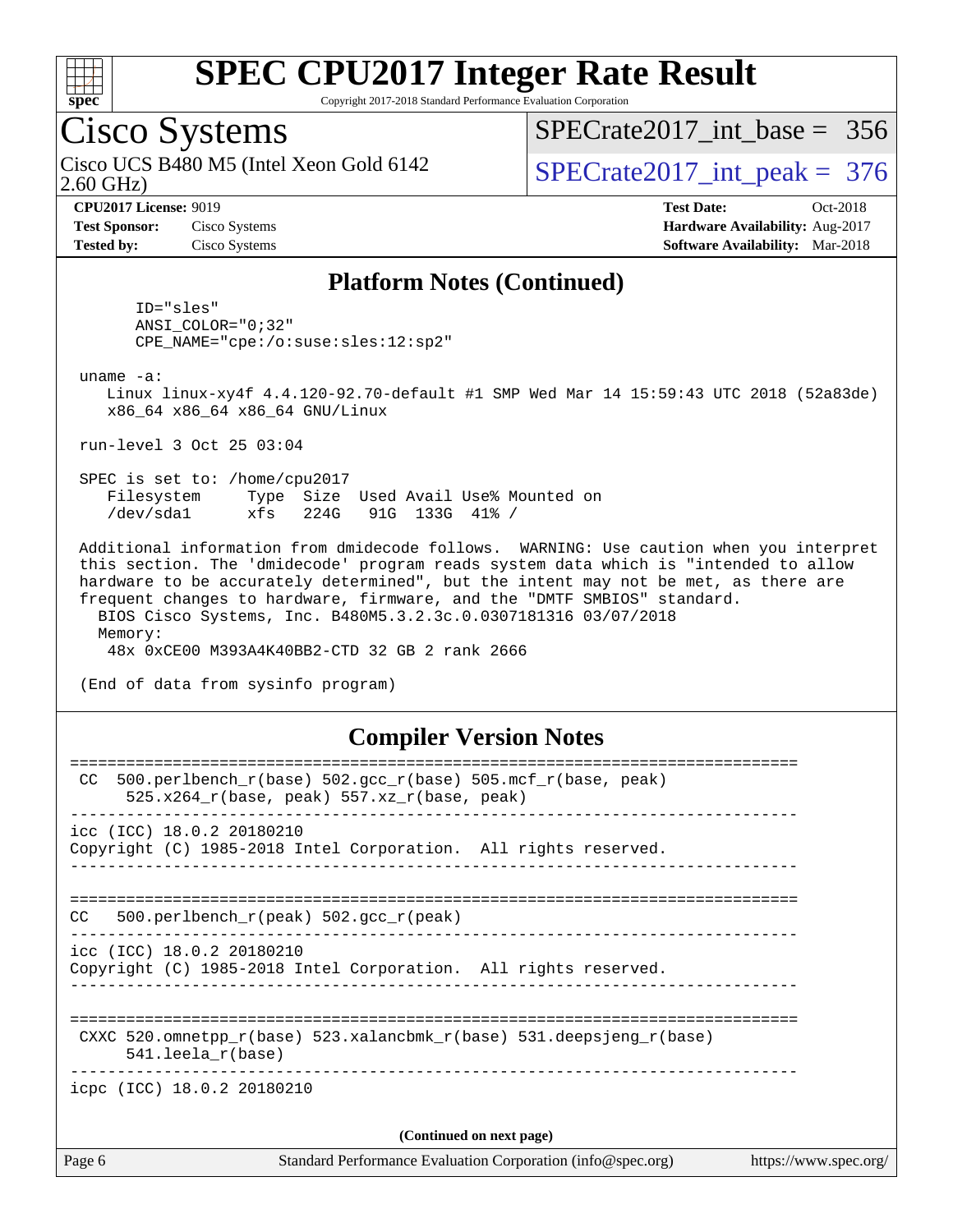# SPEC CPU2017 Integer Rate Result

Copyright 2017-2018 Standard Performance Evaluation Corporation

## Cisco Systems

Cisco UCS B480 M5 (Intel Xeon Gold 6142 2.60 GHz)

SPECrate2017_int_base = 356

SPECrate2017_int_peak = 376

**CPU2017 License:** 9019
**Test Sponsor:** Cisco Systems
**Tested by:** Cisco Systems

**Test Date:** Oct-2018
**Hardware Availability:** Aug-2017
**Software Availability:** Mar-2018

## Platform Notes (Continued)

```
      ID="sles"
      ANSI_COLOR="0;32"
      CPE_NAME="cpe:/o:suse:sles:12:sp2"

 uname -a:
    Linux linux-xy4f 4.4.120-92.70-default #1 SMP Wed Mar 14 15:59:43 UTC 2018 (52a83de)
    x86_64 x86_64 x86_64 GNU/Linux

 run-level 3 Oct 25 03:04

 SPEC is set to: /home/cpu2017
    Filesystem     Type  Size  Used Avail Use% Mounted on
    /dev/sda1      xfs   224G   91G  133G  41% /

 Additional information from dmidecode follows.  WARNING: Use caution when you interpret
 this section. The 'dmidecode' program reads system data which is "intended to allow
 hardware to be accurately determined", but the intent may not be met, as there are
 frequent changes to hardware, firmware, and the "DMTF SMBIOS" standard.
   BIOS Cisco Systems, Inc. B480M5.3.2.3c.0.0307181316 03/07/2018
   Memory:
    48x 0xCE00 M393A4K40BB2-CTD 32 GB 2 rank 2666

 (End of data from sysinfo program)
```

## Compiler Version Notes

```
==============================================================================
 CC  500.perlbench_r(base) 502.gcc_r(base) 505.mcf_r(base, peak)
      525.x264_r(base, peak) 557.xz_r(base, peak)
------------------------------------------------------------------------------
icc (ICC) 18.0.2 20180210
Copyright (C) 1985-2018 Intel Corporation.  All rights reserved.
------------------------------------------------------------------------------

==============================================================================
CC   500.perlbench_r(peak) 502.gcc_r(peak)
------------------------------------------------------------------------------
icc (ICC) 18.0.2 20180210
Copyright (C) 1985-2018 Intel Corporation.  All rights reserved.
------------------------------------------------------------------------------

==============================================================================
 CXXC 520.omnetpp_r(base) 523.xalancbmk_r(base) 531.deepsjeng_r(base)
      541.leela_r(base)
------------------------------------------------------------------------------
icpc (ICC) 18.0.2 20180210
```

**(Continued on next page)**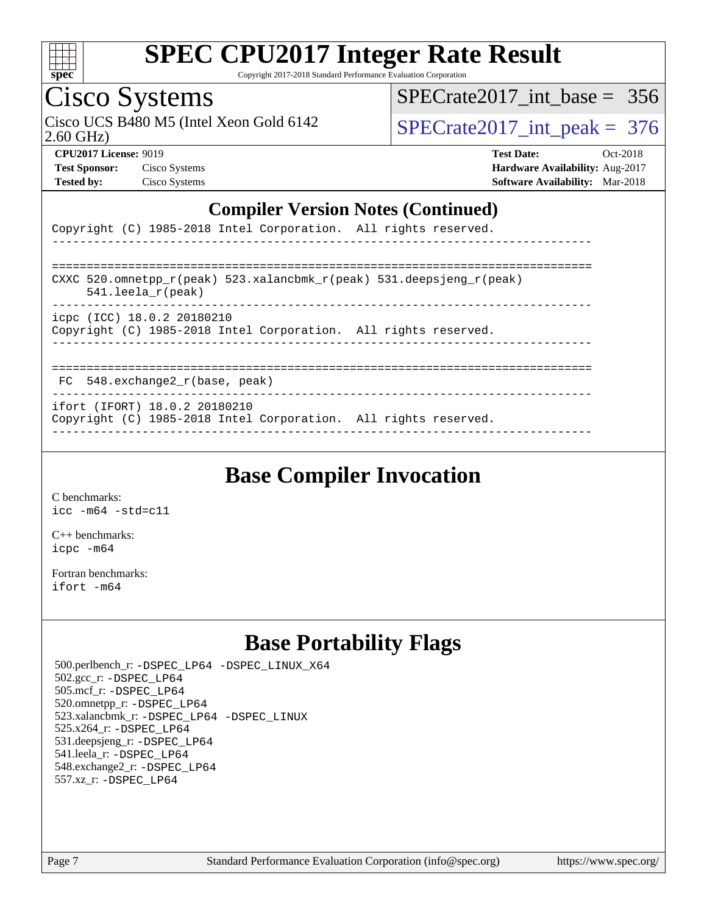## Compiler Version Notes (Continued)

```
Copyright (C) 1985-2018 Intel Corporation.  All rights reserved.
------------------------------------------------------------------------------

==============================================================================
CXXC 520.omnetpp_r(peak) 523.xalancbmk_r(peak) 531.deepsjeng_r(peak)
     541.leela_r(peak)
------------------------------------------------------------------------------
icpc (ICC) 18.0.2 20180210
Copyright (C) 1985-2018 Intel Corporation.  All rights reserved.
------------------------------------------------------------------------------

==============================================================================
 FC  548.exchange2_r(base, peak)
------------------------------------------------------------------------------
ifort (IFORT) 18.0.2 20180210
Copyright (C) 1985-2018 Intel Corporation.  All rights reserved.
------------------------------------------------------------------------------
```

## Base Compiler Invocation

C benchmarks:
icc -m64 -std=c11

C++ benchmarks:
icpc -m64

Fortran benchmarks:
ifort -m64

## Base Portability Flags

500.perlbench_r: -DSPEC_LP64 -DSPEC_LINUX_X64
502.gcc_r: -DSPEC_LP64
505.mcf_r: -DSPEC_LP64
520.omnetpp_r: -DSPEC_LP64
523.xalancbmk_r: -DSPEC_LP64 -DSPEC_LINUX
525.x264_r: -DSPEC_LP64
531.deepsjeng_r: -DSPEC_LP64
541.leela_r: -DSPEC_LP64
548.exchange2_r: -DSPEC_LP64
557.xz_r: -DSPEC_LP64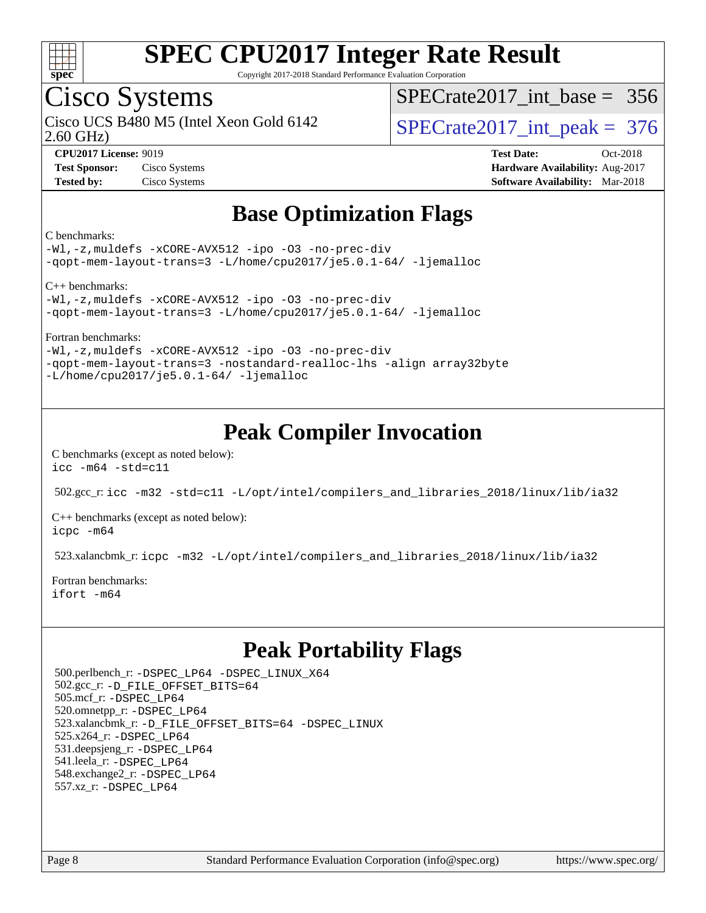# SPEC CPU2017 Integer Rate Result

Copyright 2017-2018 Standard Performance Evaluation Corporation

## Cisco Systems

Cisco UCS B480 M5 (Intel Xeon Gold 6142 2.60 GHz)

SPECrate2017_int_base = 356

SPECrate2017_int_peak = 376

**CPU2017 License:** 9019
**Test Sponsor:** Cisco Systems
**Tested by:** Cisco Systems

**Test Date:** Oct-2018
**Hardware Availability:** Aug-2017
**Software Availability:** Mar-2018

## Base Optimization Flags

C benchmarks:

```
-Wl,-z,muldefs -xCORE-AVX512 -ipo -O3 -no-prec-div
-qopt-mem-layout-trans=3 -L/home/cpu2017/je5.0.1-64/ -ljemalloc
```

C++ benchmarks:

```
-Wl,-z,muldefs -xCORE-AVX512 -ipo -O3 -no-prec-div
-qopt-mem-layout-trans=3 -L/home/cpu2017/je5.0.1-64/ -ljemalloc
```

Fortran benchmarks:

```
-Wl,-z,muldefs -xCORE-AVX512 -ipo -O3 -no-prec-div
-qopt-mem-layout-trans=3 -nostandard-realloc-lhs -align array32byte
-L/home/cpu2017/je5.0.1-64/ -ljemalloc
```

## Peak Compiler Invocation

C benchmarks (except as noted below):

```
icc -m64 -std=c11
```

502.gcc_r: `icc -m32 -std=c11 -L/opt/intel/compilers_and_libraries_2018/linux/lib/ia32`

C++ benchmarks (except as noted below):

```
icpc -m64
```

523.xalancbmk_r: `icpc -m32 -L/opt/intel/compilers_and_libraries_2018/linux/lib/ia32`

Fortran benchmarks:

```
ifort -m64
```

## Peak Portability Flags

500.perlbench_r: -DSPEC_LP64 -DSPEC_LINUX_X64
502.gcc_r: -D_FILE_OFFSET_BITS=64
505.mcf_r: -DSPEC_LP64
520.omnetpp_r: -DSPEC_LP64
523.xalancbmk_r: -D_FILE_OFFSET_BITS=64 -DSPEC_LINUX
525.x264_r: -DSPEC_LP64
531.deepsjeng_r: -DSPEC_LP64
541.leela_r: -DSPEC_LP64
548.exchange2_r: -DSPEC_LP64
557.xz_r: -DSPEC_LP64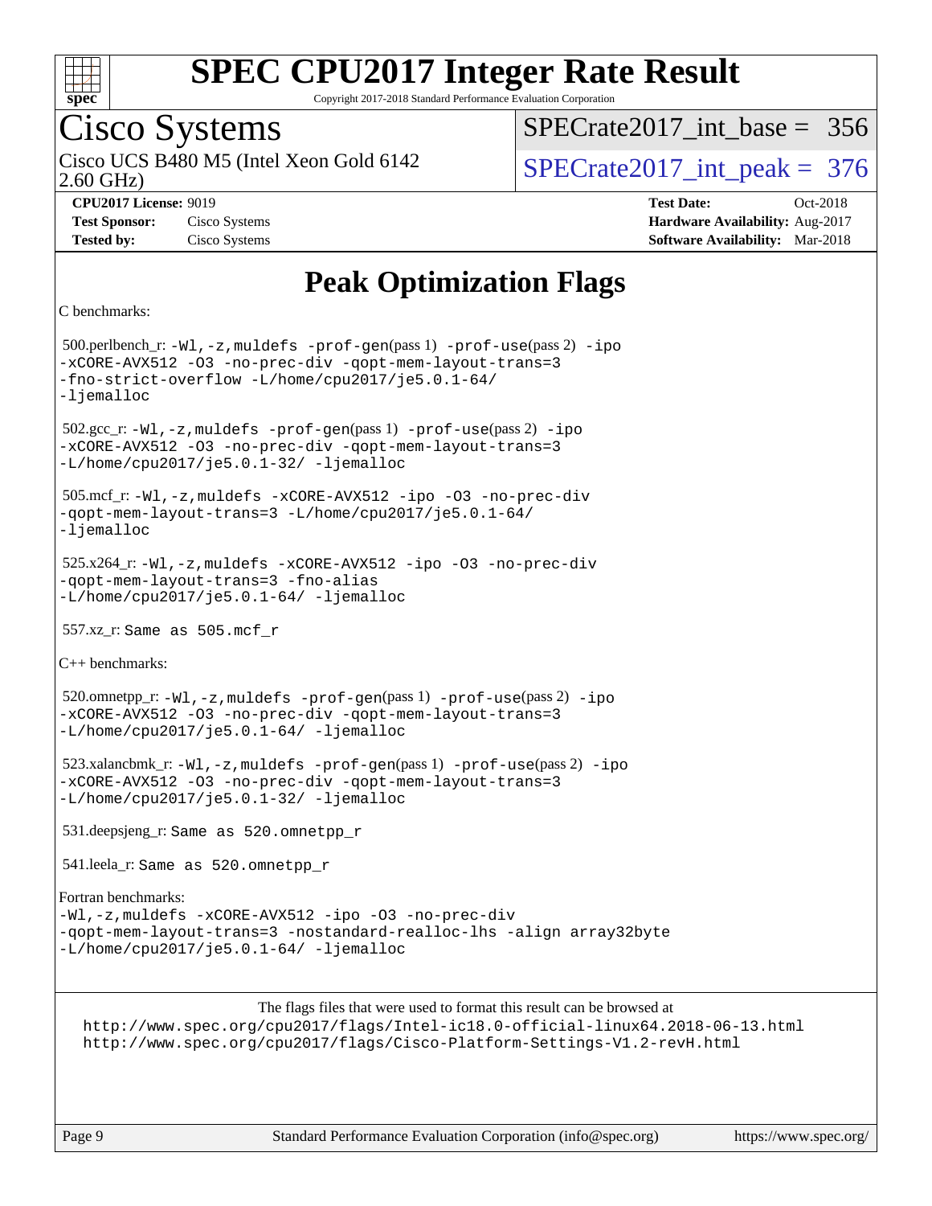# Peak Optimization Flags

C benchmarks:

500.perlbench_r: `-Wl,-z,muldefs -prof-gen`(pass 1) `-prof-use`(pass 2) `-ipo -xCORE-AVX512 -O3 -no-prec-div -qopt-mem-layout-trans=3 -fno-strict-overflow -L/home/cpu2017/je5.0.1-64/ -ljemalloc`

502.gcc_r: `-Wl,-z,muldefs -prof-gen`(pass 1) `-prof-use`(pass 2) `-ipo -xCORE-AVX512 -O3 -no-prec-div -qopt-mem-layout-trans=3 -L/home/cpu2017/je5.0.1-32/ -ljemalloc`

505.mcf_r: `-Wl,-z,muldefs -xCORE-AVX512 -ipo -O3 -no-prec-div -qopt-mem-layout-trans=3 -L/home/cpu2017/je5.0.1-64/ -ljemalloc`

525.x264_r: `-Wl,-z,muldefs -xCORE-AVX512 -ipo -O3 -no-prec-div -qopt-mem-layout-trans=3 -fno-alias -L/home/cpu2017/je5.0.1-64/ -ljemalloc`

557.xz_r: `Same as 505.mcf_r`

C++ benchmarks:

520.omnetpp_r: `-Wl,-z,muldefs -prof-gen`(pass 1) `-prof-use`(pass 2) `-ipo -xCORE-AVX512 -O3 -no-prec-div -qopt-mem-layout-trans=3 -L/home/cpu2017/je5.0.1-64/ -ljemalloc`

523.xalancbmk_r: `-Wl,-z,muldefs -prof-gen`(pass 1) `-prof-use`(pass 2) `-ipo -xCORE-AVX512 -O3 -no-prec-div -qopt-mem-layout-trans=3 -L/home/cpu2017/je5.0.1-32/ -ljemalloc`

531.deepsjeng_r: `Same as 520.omnetpp_r`

541.leela_r: `Same as 520.omnetpp_r`

Fortran benchmarks:

`-Wl,-z,muldefs -xCORE-AVX512 -ipo -O3 -no-prec-div -qopt-mem-layout-trans=3 -nostandard-realloc-lhs -align array32byte -L/home/cpu2017/je5.0.1-64/ -ljemalloc`

The flags files that were used to format this result can be browsed at
http://www.spec.org/cpu2017/flags/Intel-ic18.0-official-linux64.2018-06-13.html
http://www.spec.org/cpu2017/flags/Cisco-Platform-Settings-V1.2-revH.html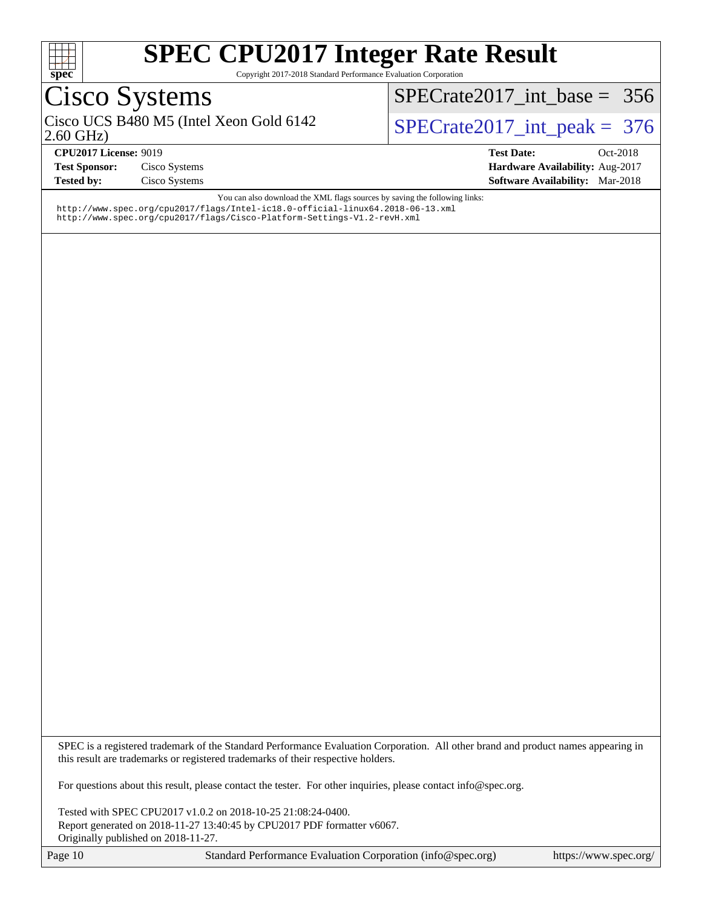You can also download the XML flags sources by saving the following links:

http://www.spec.org/cpu2017/flags/Intel-ic18.0-official-linux64.2018-06-13.xml
http://www.spec.org/cpu2017/flags/Cisco-Platform-Settings-V1.2-revH.xml

SPEC is a registered trademark of the Standard Performance Evaluation Corporation. All other brand and product names appearing in this result are trademarks or registered trademarks of their respective holders.

For questions about this result, please contact the tester. For other inquiries, please contact info@spec.org.

Tested with SPEC CPU2017 v1.0.2 on 2018-10-25 21:08:24-0400.
Report generated on 2018-11-27 13:40:45 by CPU2017 PDF formatter v6067.
Originally published on 2018-11-27.